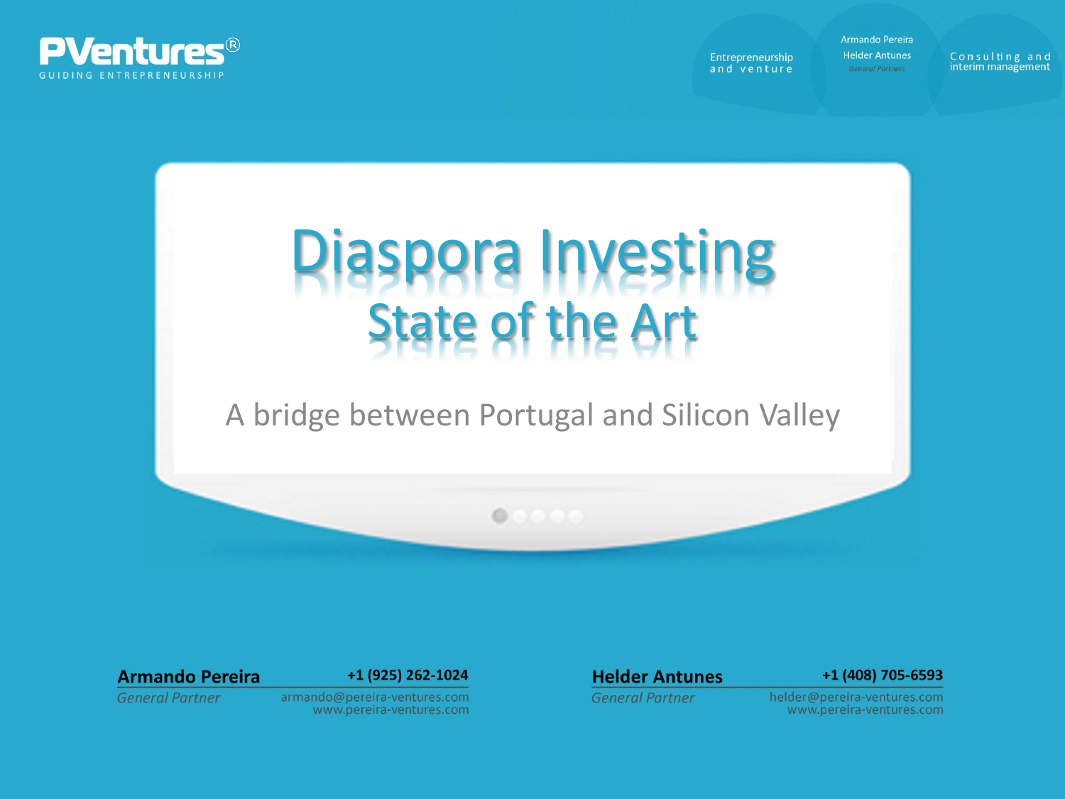PVentures®
GUIDING ENTREPRENEURSHIP

Entrepreneurship and venture

Armando Pereira
Helder Antunes
*General Partners*

Consulting and interim management

# Diaspora Investing
## State of the Art

A bridge between Portugal and Silicon Valley

**Armando Pereira** **+1 (925) 262-1024**
*General Partner*
armando@pereira-ventures.com
www.pereira-ventures.com

**Helder Antunes** **+1 (408) 705-6593**
*General Partner*
helder@pereira-ventures.com
www.pereira-ventures.com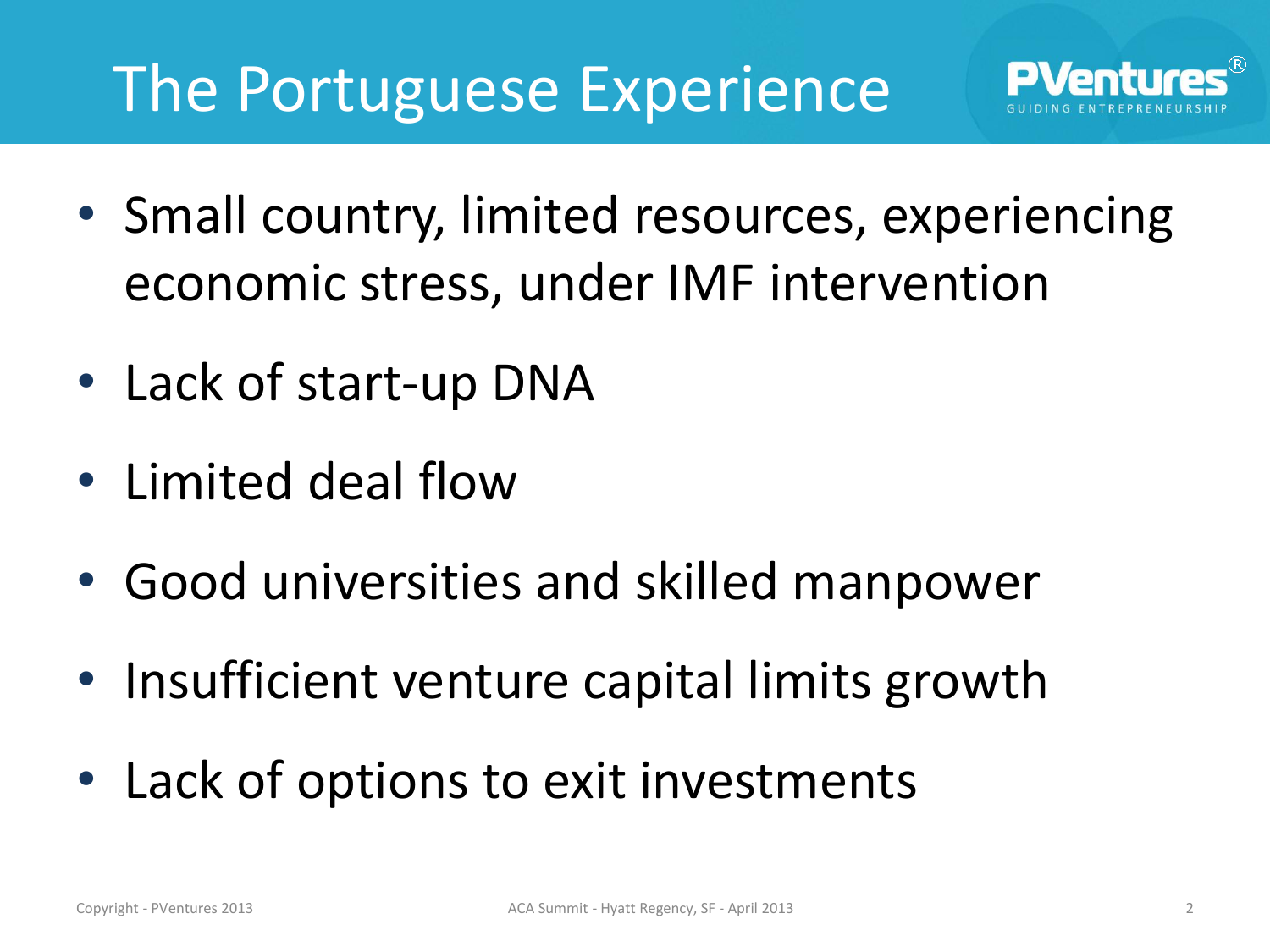# The Portuguese Experience

- Small country, limited resources, experiencing economic stress, under IMF intervention
- Lack of start-up DNA
- Limited deal flow
- Good universities and skilled manpower
- Insufficient venture capital limits growth
- Lack of options to exit investments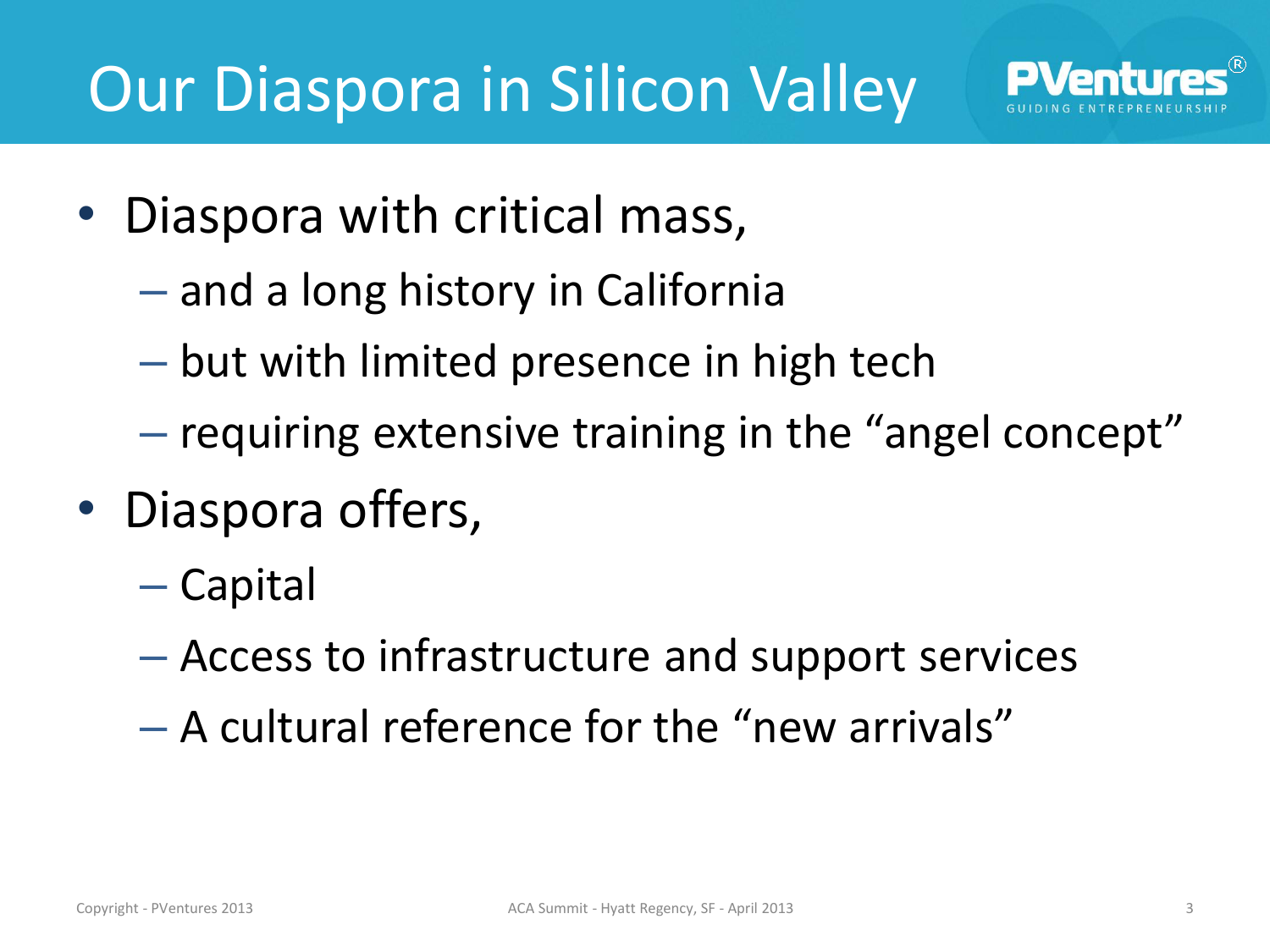# Our Diaspora in Silicon Valley

- Diaspora with critical mass,
  - and a long history in California
  - but with limited presence in high tech
  - requiring extensive training in the "angel concept"
- Diaspora offers,
  - Capital
  - Access to infrastructure and support services
  - A cultural reference for the "new arrivals"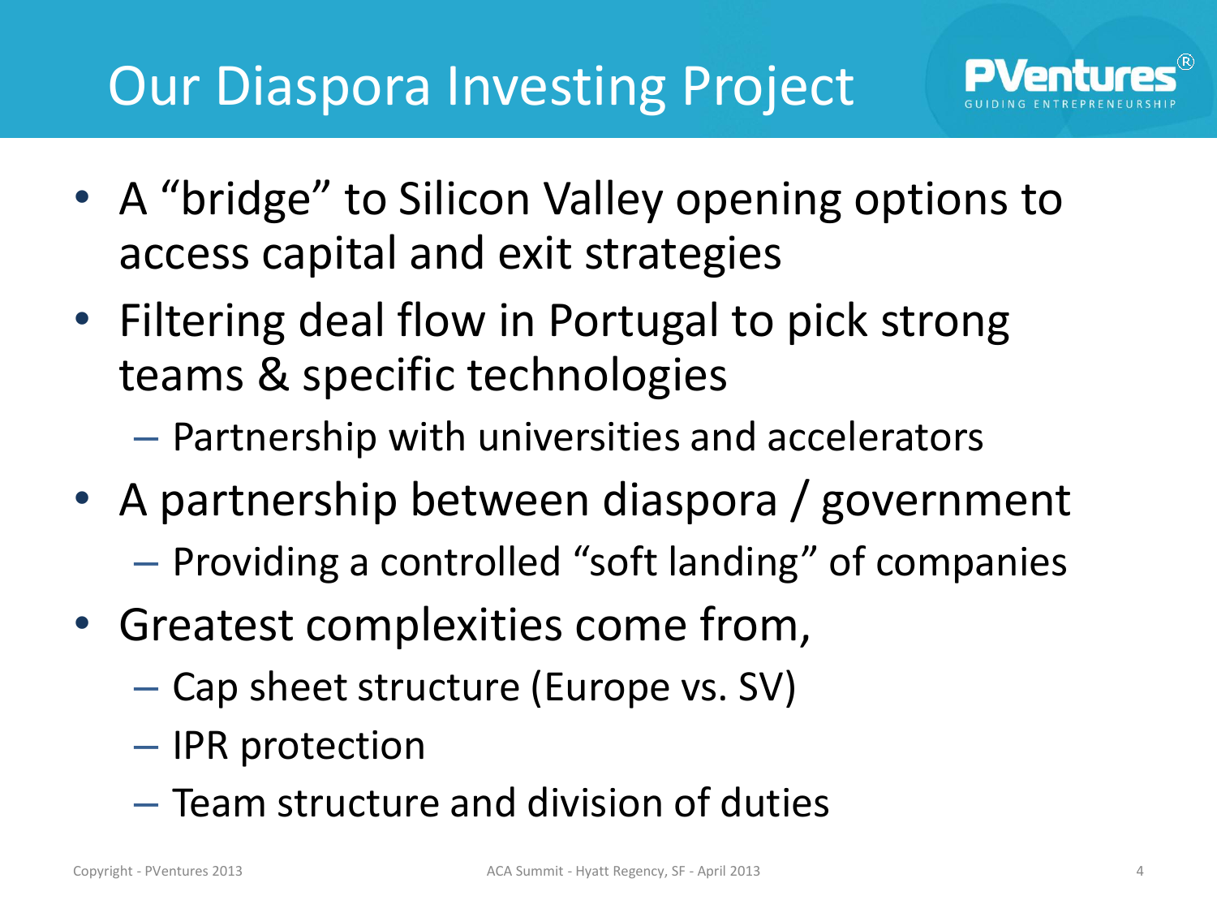# Our Diaspora Investing Project

- A "bridge" to Silicon Valley opening options to access capital and exit strategies
- Filtering deal flow in Portugal to pick strong teams & specific technologies
  - Partnership with universities and accelerators
- A partnership between diaspora / government
  - Providing a controlled "soft landing" of companies
- Greatest complexities come from,
  - Cap sheet structure (Europe vs. SV)
  - IPR protection
  - Team structure and division of duties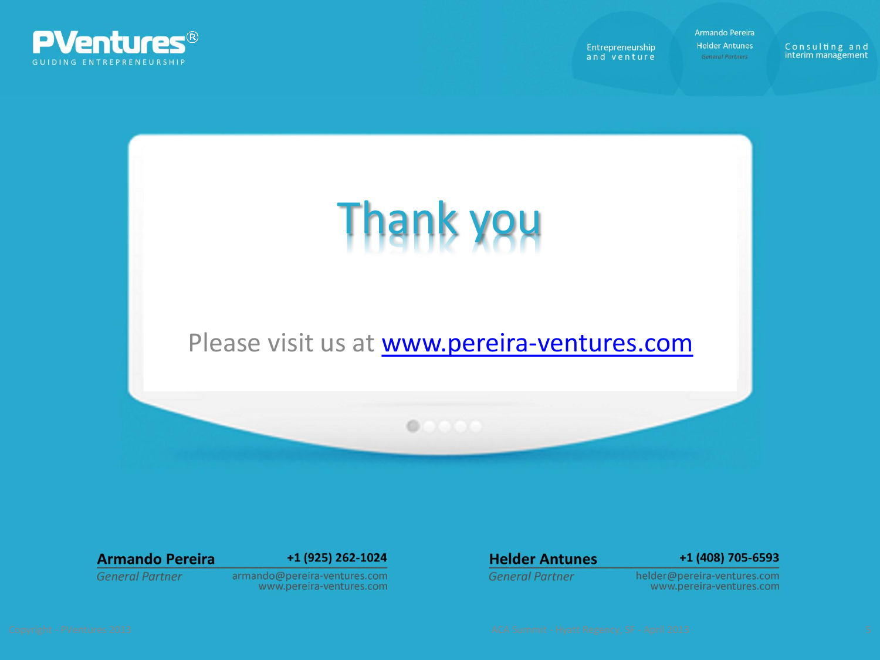PVentures®

GUIDING ENTREPRENEURSHIP

Entrepreneurship and venture

Armando Pereira
Helder Antunes
*General Partners*

Consulting and interim management

# Thank you

Please visit us at [www.pereira-ventures.com](http://www.pereira-ventures.com)

**Armando Pereira** **+1 (925) 262-1024**
*General Partner*
armando@pereira-ventures.com
www.pereira-ventures.com

**Helder Antunes** **+1 (408) 705-6593**
*General Partner*
helder@pereira-ventures.com
www.pereira-ventures.com